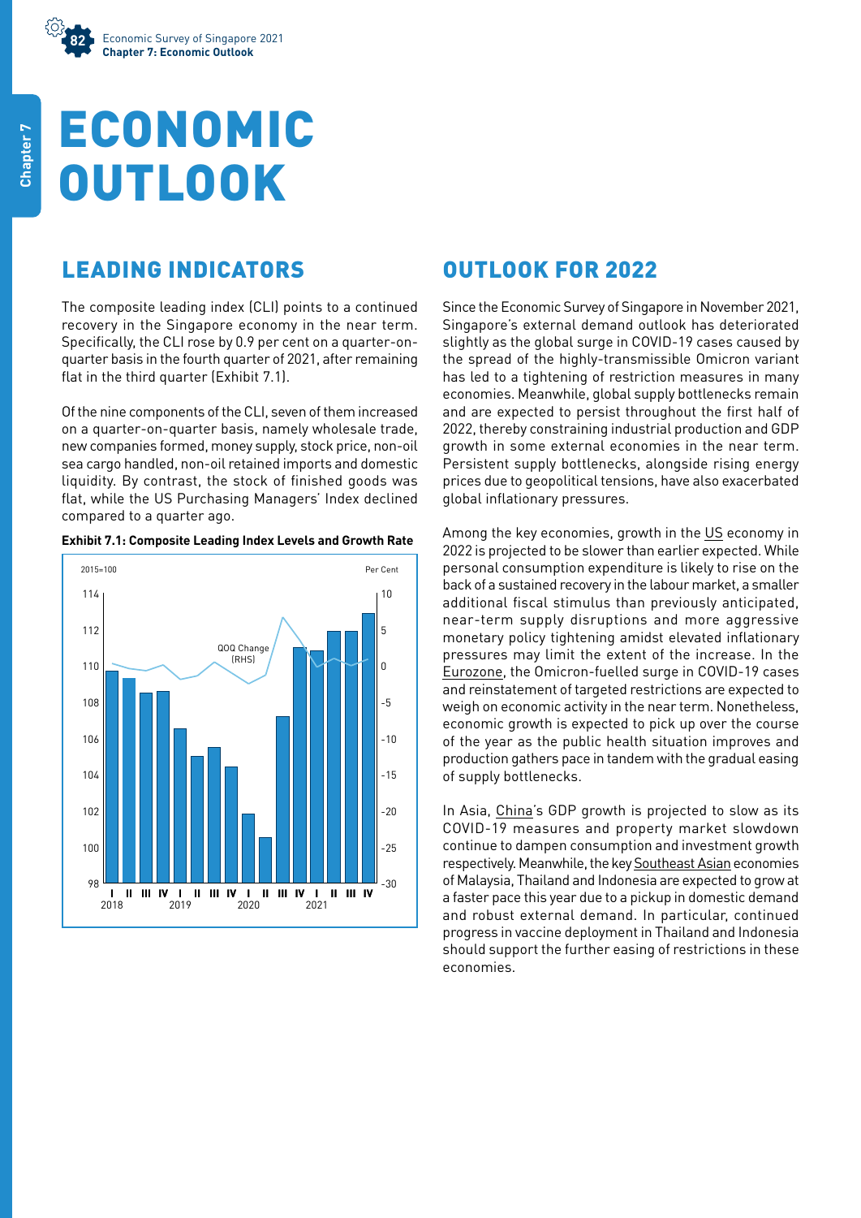# ECONOMIC OUTLOOK

## LEADING INDICATORS

The composite leading index (CLI) points to a continued recovery in the Singapore economy in the near term. Specifically, the CLI rose by 0.9 per cent on a quarter-on-quarter basis in the fourth quarter of 2021, after remaining flat in the third quarter (Exhibit 7.1).

Of the nine components of the CLI, seven of them increased on a quarter-on-quarter basis, namely wholesale trade, new companies formed, money supply, stock price, non-oil sea cargo handled, non-oil retained imports and domestic liquidity. By contrast, the stock of finished goods was flat, while the US Purchasing Managers' Index declined compared to a quarter ago.

**Exhibit 7.1: Composite Leading Index Levels and Growth Rate**

2015=100 | Per Cent

QOQ Change (RHS)

## OUTLOOK FOR 2022

Since the Economic Survey of Singapore in November 2021, Singapore's external demand outlook has deteriorated slightly as the global surge in COVID-19 cases caused by the spread of the highly-transmissible Omicron variant has led to a tightening of restriction measures in many economies. Meanwhile, global supply bottlenecks remain and are expected to persist throughout the first half of 2022, thereby constraining industrial production and GDP growth in some external economies in the near term. Persistent supply bottlenecks, alongside rising energy prices due to geopolitical tensions, have also exacerbated global inflationary pressures.

Among the key economies, growth in the US economy in 2022 is projected to be slower than earlier expected. While personal consumption expenditure is likely to rise on the back of a sustained recovery in the labour market, a smaller additional fiscal stimulus than previously anticipated, near-term supply disruptions and more aggressive monetary policy tightening amidst elevated inflationary pressures may limit the extent of the increase. In the Eurozone, the Omicron-fuelled surge in COVID-19 cases and reinstatement of targeted restrictions are expected to weigh on economic activity in the near term. Nonetheless, economic growth is expected to pick up over the course of the year as the public health situation improves and production gathers pace in tandem with the gradual easing of supply bottlenecks.

In Asia, China's GDP growth is projected to slow as its COVID-19 measures and property market slowdown continue to dampen consumption and investment growth respectively. Meanwhile, the key Southeast Asian economies of Malaysia, Thailand and Indonesia are expected to grow at a faster pace this year due to a pickup in domestic demand and robust external demand. In particular, continued progress in vaccine deployment in Thailand and Indonesia should support the further easing of restrictions in these economies.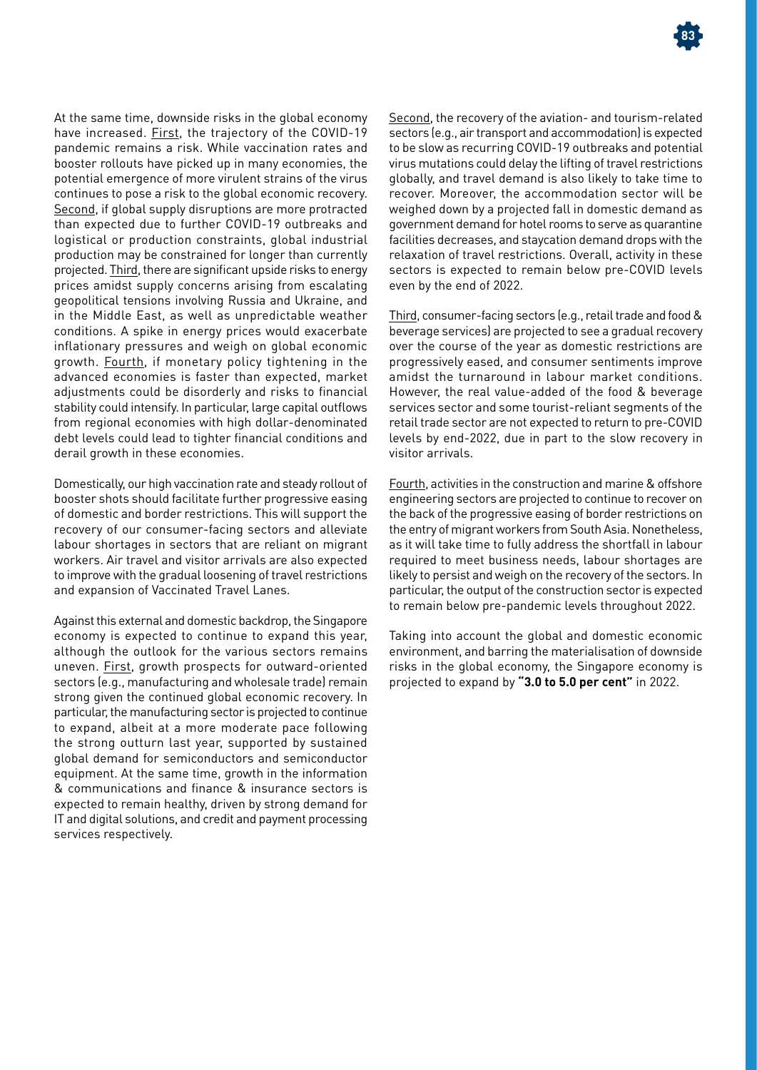At the same time, downside risks in the global economy have increased. First, the trajectory of the COVID-19 pandemic remains a risk. While vaccination rates and booster rollouts have picked up in many economies, the potential emergence of more virulent strains of the virus continues to pose a risk to the global economic recovery. Second, if global supply disruptions are more protracted than expected due to further COVID-19 outbreaks and logistical or production constraints, global industrial production may be constrained for longer than currently projected. Third, there are significant upside risks to energy prices amidst supply concerns arising from escalating geopolitical tensions involving Russia and Ukraine, and in the Middle East, as well as unpredictable weather conditions. A spike in energy prices would exacerbate inflationary pressures and weigh on global economic growth. Fourth, if monetary policy tightening in the advanced economies is faster than expected, market adjustments could be disorderly and risks to financial stability could intensify. In particular, large capital outflows from regional economies with high dollar-denominated debt levels could lead to tighter financial conditions and derail growth in these economies.

Domestically, our high vaccination rate and steady rollout of booster shots should facilitate further progressive easing of domestic and border restrictions. This will support the recovery of our consumer-facing sectors and alleviate labour shortages in sectors that are reliant on migrant workers. Air travel and visitor arrivals are also expected to improve with the gradual loosening of travel restrictions and expansion of Vaccinated Travel Lanes.

Against this external and domestic backdrop, the Singapore economy is expected to continue to expand this year, although the outlook for the various sectors remains uneven. First, growth prospects for outward-oriented sectors (e.g., manufacturing and wholesale trade) remain strong given the continued global economic recovery. In particular, the manufacturing sector is projected to continue to expand, albeit at a more moderate pace following the strong outturn last year, supported by sustained global demand for semiconductors and semiconductor equipment. At the same time, growth in the information & communications and finance & insurance sectors is expected to remain healthy, driven by strong demand for IT and digital solutions, and credit and payment processing services respectively.

Second, the recovery of the aviation- and tourism-related sectors (e.g., air transport and accommodation) is expected to be slow as recurring COVID-19 outbreaks and potential virus mutations could delay the lifting of travel restrictions globally, and travel demand is also likely to take time to recover. Moreover, the accommodation sector will be weighed down by a projected fall in domestic demand as government demand for hotel rooms to serve as quarantine facilities decreases, and staycation demand drops with the relaxation of travel restrictions. Overall, activity in these sectors is expected to remain below pre-COVID levels even by the end of 2022.

Third, consumer-facing sectors (e.g., retail trade and food & beverage services) are projected to see a gradual recovery over the course of the year as domestic restrictions are progressively eased, and consumer sentiments improve amidst the turnaround in labour market conditions. However, the real value-added of the food & beverage services sector and some tourist-reliant segments of the retail trade sector are not expected to return to pre-COVID levels by end-2022, due in part to the slow recovery in visitor arrivals.

Fourth, activities in the construction and marine & offshore engineering sectors are projected to continue to recover on the back of the progressive easing of border restrictions on the entry of migrant workers from South Asia. Nonetheless, as it will take time to fully address the shortfall in labour required to meet business needs, labour shortages are likely to persist and weigh on the recovery of the sectors. In particular, the output of the construction sector is expected to remain below pre-pandemic levels throughout 2022.

Taking into account the global and domestic economic environment, and barring the materialisation of downside risks in the global economy, the Singapore economy is projected to expand by **"3.0 to 5.0 per cent"** in 2022.